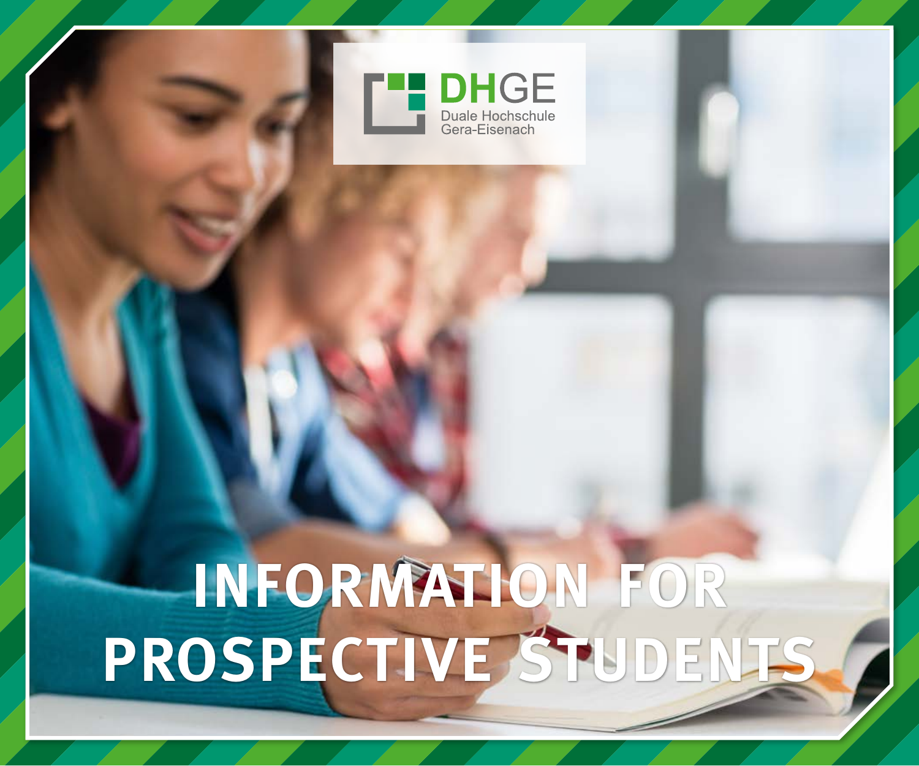DHGE
Duale Hochschule
Gera-Eisenach

# INFORMATION FOR PROSPECTIVE STUDENTS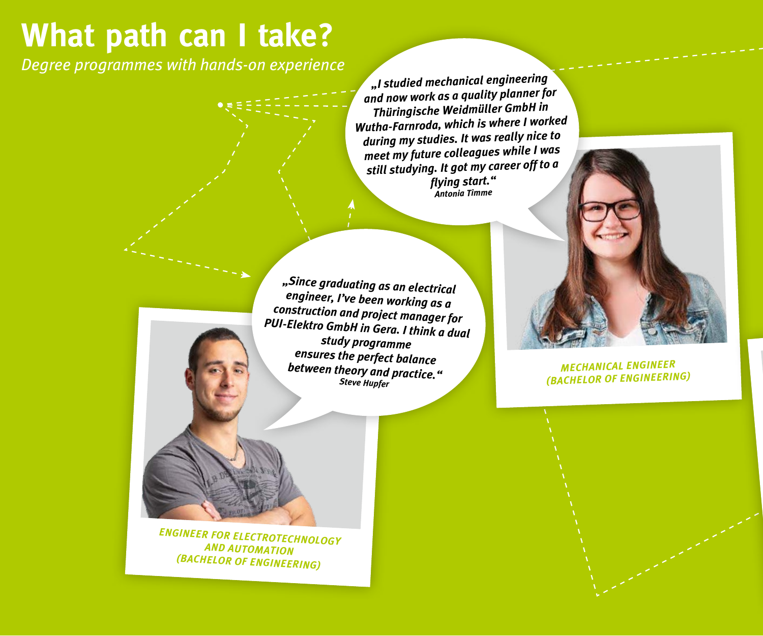# What path can I take?

*Degree programmes with hands-on experience*

*„I studied mechanical engineering and now work as a quality planner for Thüringische Weidmüller GmbH in Wutha-Farnroda, which is where I worked during my studies. It was really nice to meet my future colleagues while I was still studying. It got my career off to a flying start.“*
*Antonia Timme*

*MECHANICAL ENGINEER (BACHELOR OF ENGINEERING)*

*„Since graduating as an electrical engineer, I've been working as a construction and project manager for PUI-Elektro GmbH in Gera. I think a dual study programme ensures the perfect balance between theory and practice.“*
*Steve Hupfer*

*ENGINEER FOR ELECTROTECHNOLOGY AND AUTOMATION (BACHELOR OF ENGINEERING)*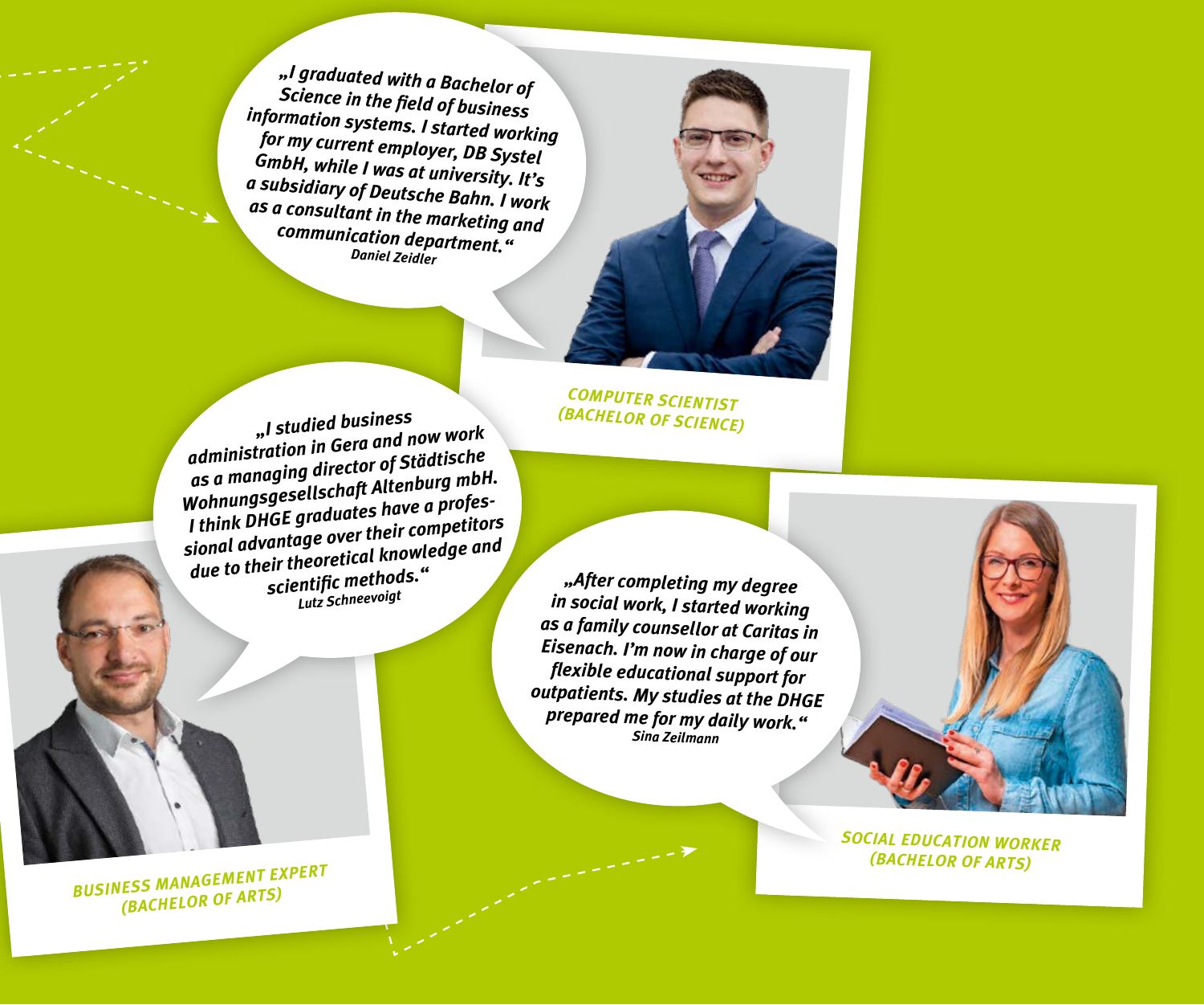„I graduated with a Bachelor of Science in the field of business information systems. I started working for my current employer, DB Systel GmbH, while I was at university. It's a subsidiary of Deutsche Bahn. I work as a consultant in the marketing and communication department."
*Daniel Zeidler*

**COMPUTER SCIENTIST (BACHELOR OF SCIENCE)**

„I studied business administration in Gera and now work as a managing director of Städtische Wohnungsgesellschaft Altenburg mbH. I think DHGE graduates have a professional advantage over their competitors due to their theoretical knowledge and scientific methods."
*Lutz Schneevoigt*

**BUSINESS MANAGEMENT EXPERT (BACHELOR OF ARTS)**

„After completing my degree in social work, I started working as a family counsellor at Caritas in Eisenach. I'm now in charge of our flexible educational support for outpatients. My studies at the DHGE prepared me for my daily work."
*Sina Zeilmann*

**SOCIAL EDUCATION WORKER (BACHELOR OF ARTS)**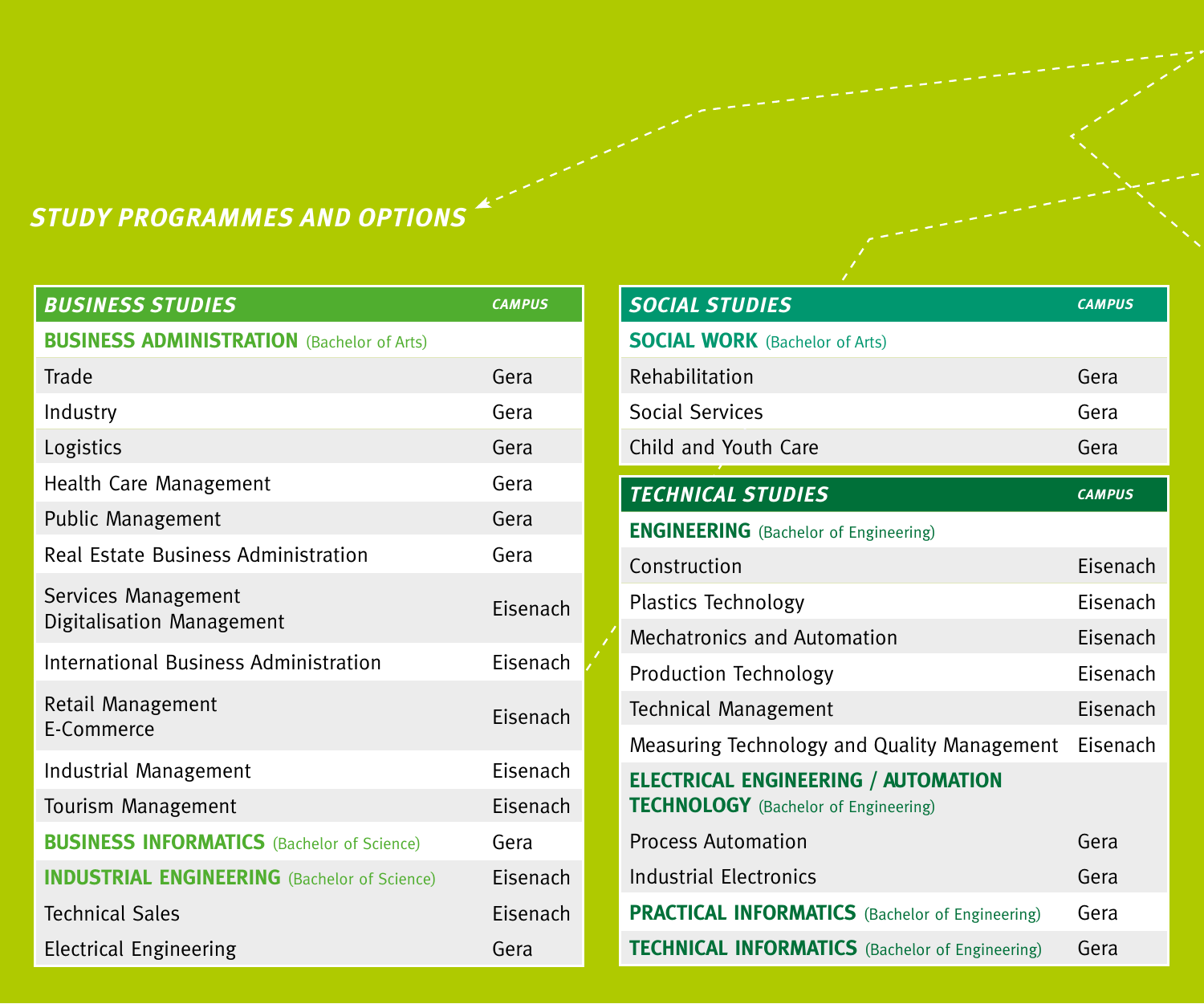## STUDY PROGRAMMES AND OPTIONS

| BUSINESS STUDIES | CAMPUS |
|---|---|
| **BUSINESS ADMINISTRATION** (Bachelor of Arts) | |
| Trade | Gera |
| Industry | Gera |
| Logistics | Gera |
| Health Care Management | Gera |
| Public Management | Gera |
| Real Estate Business Administration | Gera |
| Services Management<br>Digitalisation Management | Eisenach |
| International Business Administration | Eisenach |
| Retail Management<br>E-Commerce | Eisenach |
| Industrial Management | Eisenach |
| Tourism Management | Eisenach |
| **BUSINESS INFORMATICS** (Bachelor of Science) | Gera |
| **INDUSTRIAL ENGINEERING** (Bachelor of Science) | Eisenach |
| Technical Sales | Eisenach |
| Electrical Engineering | Gera |

| SOCIAL STUDIES | CAMPUS |
|---|---|
| **SOCIAL WORK** (Bachelor of Arts) | |
| Rehabilitation | Gera |
| Social Services | Gera |
| Child and Youth Care | Gera |

| TECHNICAL STUDIES | CAMPUS |
|---|---|
| **ENGINEERING** (Bachelor of Engineering) | |
| Construction | Eisenach |
| Plastics Technology | Eisenach |
| Mechatronics and Automation | Eisenach |
| Production Technology | Eisenach |
| Technical Management | Eisenach |
| Measuring Technology and Quality Management | Eisenach |
| **ELECTRICAL ENGINEERING / AUTOMATION TECHNOLOGY** (Bachelor of Engineering) | |
| Process Automation | Gera |
| Industrial Electronics | Gera |
| **PRACTICAL INFORMATICS** (Bachelor of Engineering) | Gera |
| **TECHNICAL INFORMATICS** (Bachelor of Engineering) | Gera |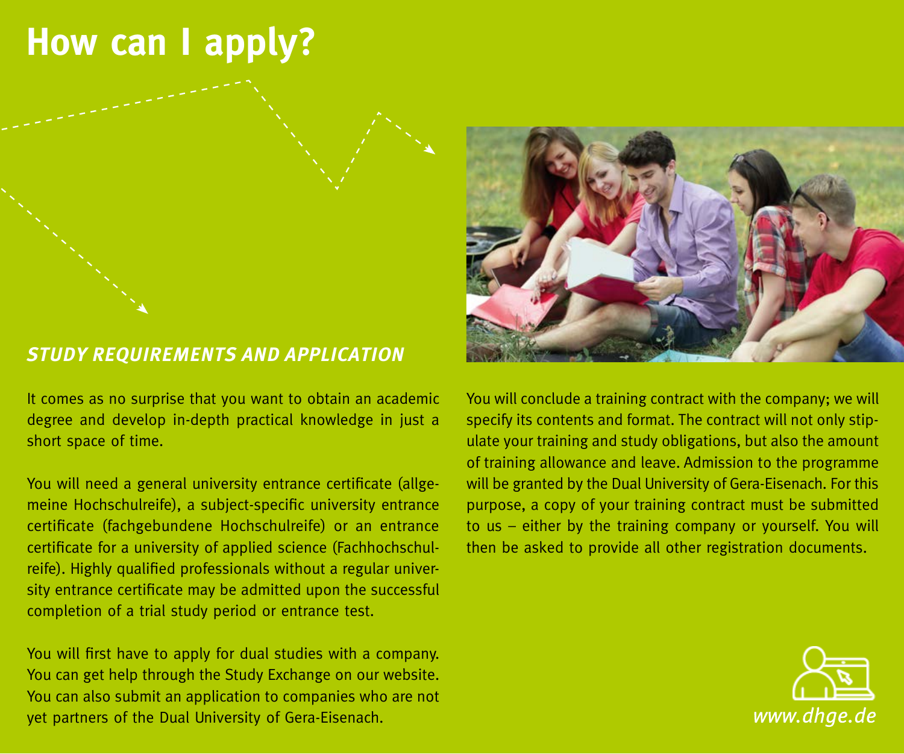# How can I apply?

## *STUDY REQUIREMENTS AND APPLICATION*

It comes as no surprise that you want to obtain an academic degree and develop in-depth practical knowledge in just a short space of time.

You will need a general university entrance certificate (allgemeine Hochschulreife), a subject-specific university entrance certificate (fachgebundene Hochschulreife) or an entrance certificate for a university of applied science (Fachhochschulreife). Highly qualified professionals without a regular university entrance certificate may be admitted upon the successful completion of a trial study period or entrance test.

You will first have to apply for dual studies with a company. You can get help through the Study Exchange on our website. You can also submit an application to companies who are not yet partners of the Dual University of Gera-Eisenach.

You will conclude a training contract with the company; we will specify its contents and format. The contract will not only stipulate your training and study obligations, but also the amount of training allowance and leave. Admission to the programme will be granted by the Dual University of Gera-Eisenach. For this purpose, a copy of your training contract must be submitted to us – either by the training company or yourself. You will then be asked to provide all other registration documents.

*www.dhge.de*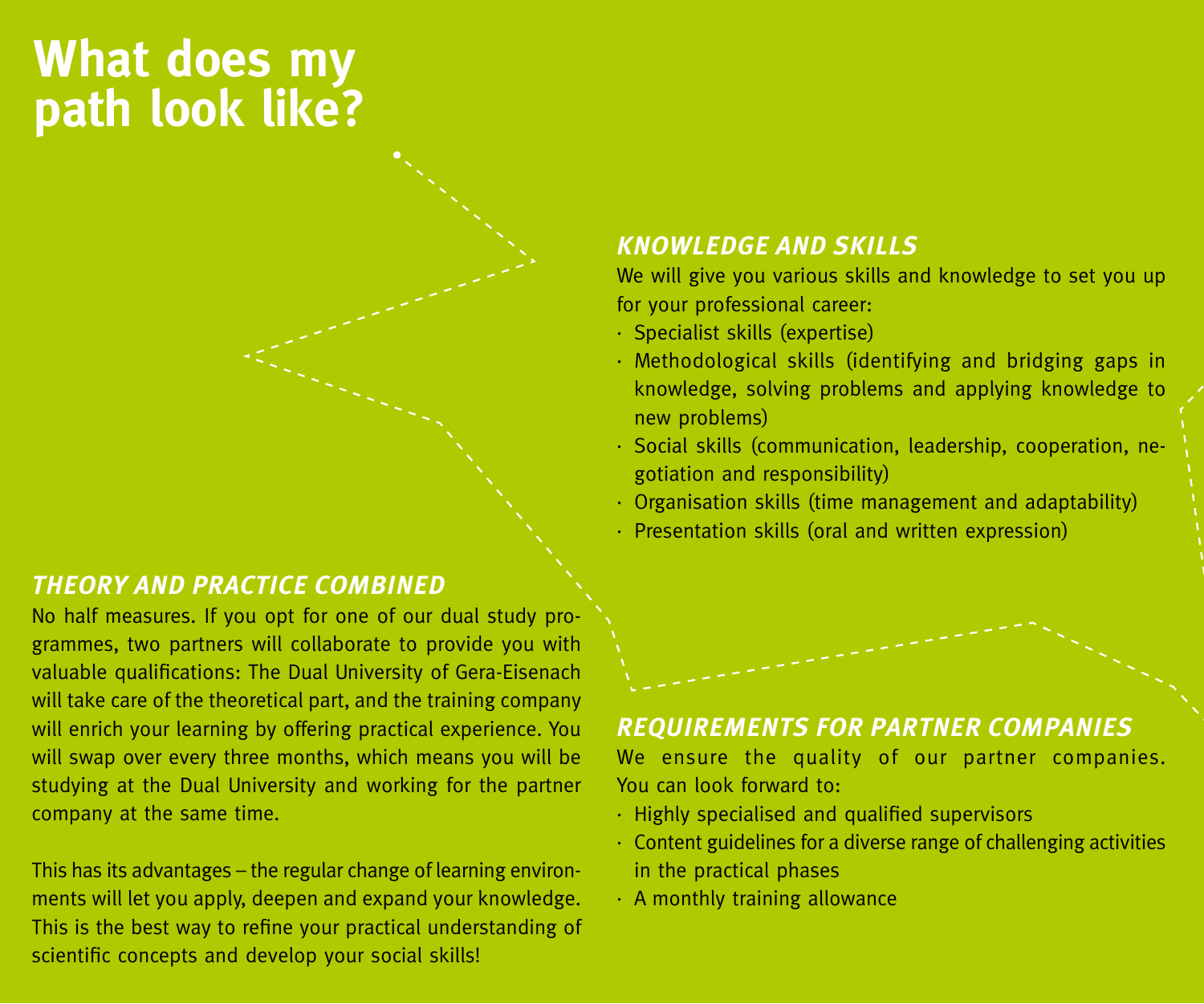# What does my path look like?

## THEORY AND PRACTICE COMBINED

No half measures. If you opt for one of our dual study programmes, two partners will collaborate to provide you with valuable qualifications: The Dual University of Gera-Eisenach will take care of the theoretical part, and the training company will enrich your learning by offering practical experience. You will swap over every three months, which means you will be studying at the Dual University and working for the partner company at the same time.

This has its advantages – the regular change of learning environments will let you apply, deepen and expand your knowledge. This is the best way to refine your practical understanding of scientific concepts and develop your social skills!

## KNOWLEDGE AND SKILLS

We will give you various skills and knowledge to set you up for your professional career:

- Specialist skills (expertise)
- Methodological skills (identifying and bridging gaps in knowledge, solving problems and applying knowledge to new problems)
- Social skills (communication, leadership, cooperation, negotiation and responsibility)
- Organisation skills (time management and adaptability)
- Presentation skills (oral and written expression)

## REQUIREMENTS FOR PARTNER COMPANIES

We ensure the quality of our partner companies. You can look forward to:

- Highly specialised and qualified supervisors
- Content guidelines for a diverse range of challenging activities in the practical phases
- A monthly training allowance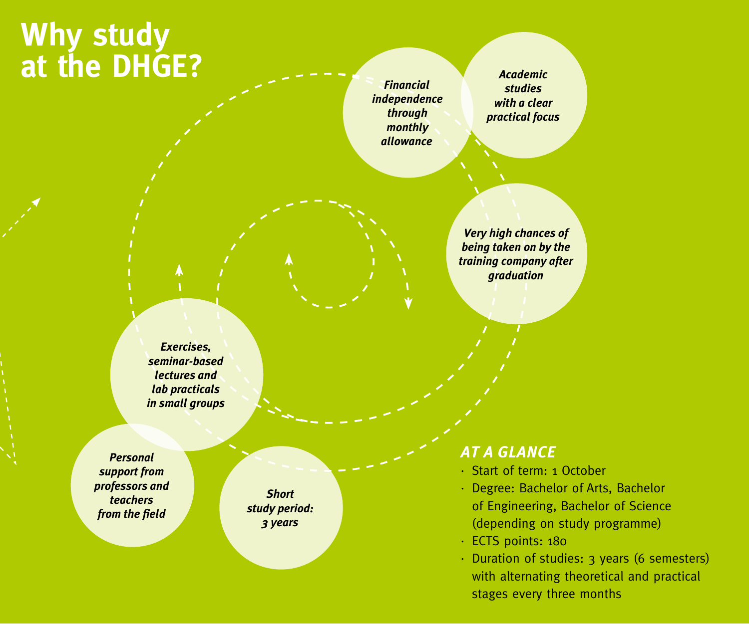# Why study at the DHGE?

*Financial independence through monthly allowance*

*Academic studies with a clear practical focus*

*Very high chances of being taken on by the training company after graduation*

*Exercises, seminar-based lectures and lab practicals in small groups*

*Personal support from professors and teachers from the field*

*Short study period: 3 years*

## AT A GLANCE

- Start of term: 1 October
- Degree: Bachelor of Arts, Bachelor of Engineering, Bachelor of Science (depending on study programme)
- ECTS points: 180
- Duration of studies: 3 years (6 semesters) with alternating theoretical and practical stages every three months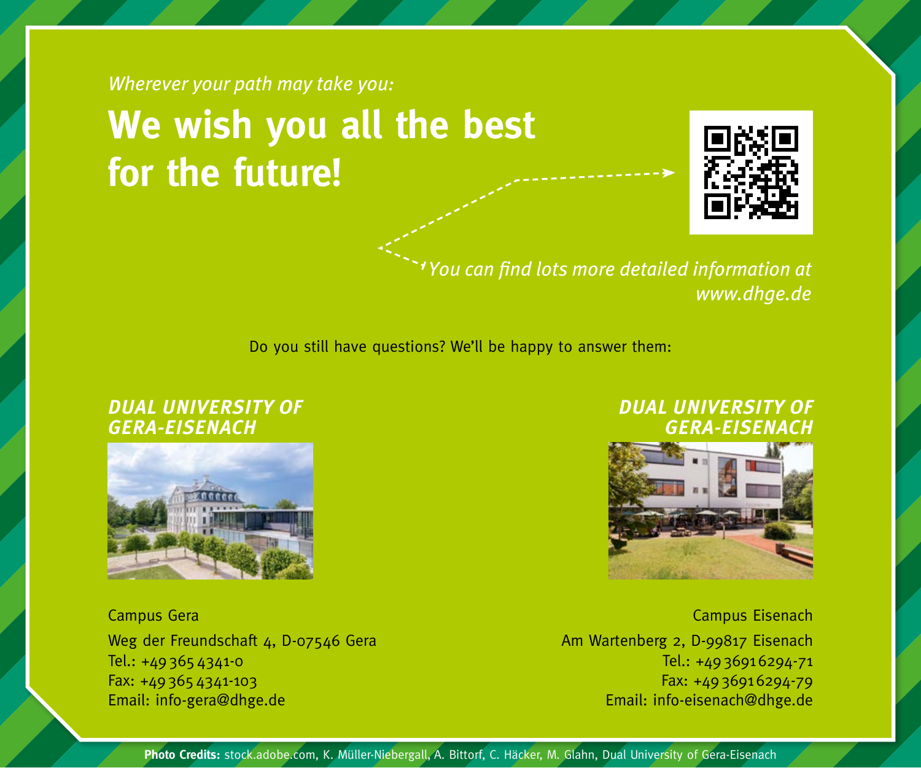*Wherever your path may take you:*

# We wish you all the best for the future!

*You can find lots more detailed information at www.dhge.de*

Do you still have questions? We'll be happy to answer them:

***DUAL UNIVERSITY OF GERA-EISENACH***

Campus Gera

Weg der Freundschaft 4, D-07546 Gera
Tel.: +49 365 4341-0
Fax: +49 365 4341-103
Email: info-gera@dhge.de

***DUAL UNIVERSITY OF GERA-EISENACH***

Campus Eisenach

Am Wartenberg 2, D-99817 Eisenach
Tel.: +49 3691 6294-71
Fax: +49 3691 6294-79
Email: info-eisenach@dhge.de

**Photo Credits:** stock.adobe.com, K. Müller-Niebergall, A. Bittorf, C. Häcker, M. Glahn, Dual University of Gera-Eisenach